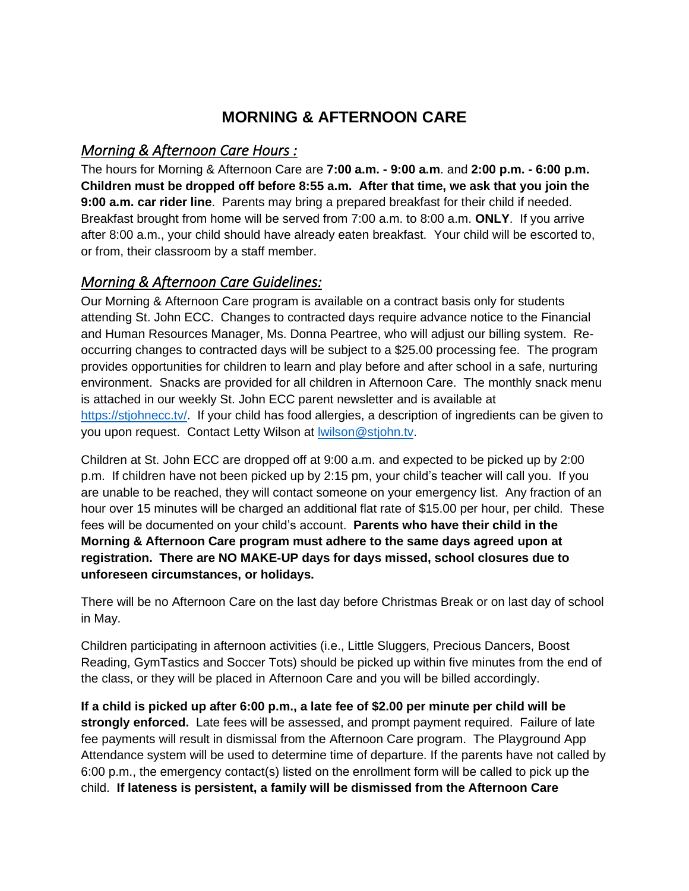# MORNING & AFTERNOON CARE

## *Morning & Afternoon Care Hours :*

The hours for Morning & Afternoon Care are **7:00 a.m. - 9:00 a.m**. and **2:00 p.m. - 6:00 p.m. Children must be dropped off before 8:55 a.m. After that time, we ask that you join the 9:00 a.m. car rider line**. Parents may bring a prepared breakfast for their child if needed. Breakfast brought from home will be served from 7:00 a.m. to 8:00 a.m. **ONLY**. If you arrive after 8:00 a.m., your child should have already eaten breakfast. Your child will be escorted to, or from, their classroom by a staff member.

## *Morning & Afternoon Care Guidelines:*

Our Morning & Afternoon Care program is available on a contract basis only for students attending St. John ECC. Changes to contracted days require advance notice to the Financial and Human Resources Manager, Ms. Donna Peartree, who will adjust our billing system. Re-occurring changes to contracted days will be subject to a $25.00 processing fee. The program provides opportunities for children to learn and play before and after school in a safe, nurturing environment. Snacks are provided for all children in Afternoon Care. The monthly snack menu is attached in our weekly St. John ECC parent newsletter and is available at [https://stjohnecc.tv/](https://stjohnecc.tv/). If your child has food allergies, a description of ingredients can be given to you upon request. Contact Letty Wilson at [lwilson@stjohn.tv](mailto:lwilson@stjohn.tv).

Children at St. John ECC are dropped off at 9:00 a.m. and expected to be picked up by 2:00 p.m. If children have not been picked up by 2:15 pm, your child's teacher will call you. If you are unable to be reached, they will contact someone on your emergency list. Any fraction of an hour over 15 minutes will be charged an additional flat rate of $15.00 per hour, per child. These fees will be documented on your child's account. **Parents who have their child in the Morning & Afternoon Care program must adhere to the same days agreed upon at registration. There are NO MAKE-UP days for days missed, school closures due to unforeseen circumstances, or holidays.**

There will be no Afternoon Care on the last day before Christmas Break or on last day of school in May.

Children participating in afternoon activities (i.e., Little Sluggers, Precious Dancers, Boost Reading, GymTastics and Soccer Tots) should be picked up within five minutes from the end of the class, or they will be placed in Afternoon Care and you will be billed accordingly.

**If a child is picked up after 6:00 p.m., a late fee of $2.00 per minute per child will be strongly enforced.** Late fees will be assessed, and prompt payment required. Failure of late fee payments will result in dismissal from the Afternoon Care program. The Playground App Attendance system will be used to determine time of departure. If the parents have not called by 6:00 p.m., the emergency contact(s) listed on the enrollment form will be called to pick up the child. **If lateness is persistent, a family will be dismissed from the Afternoon Care**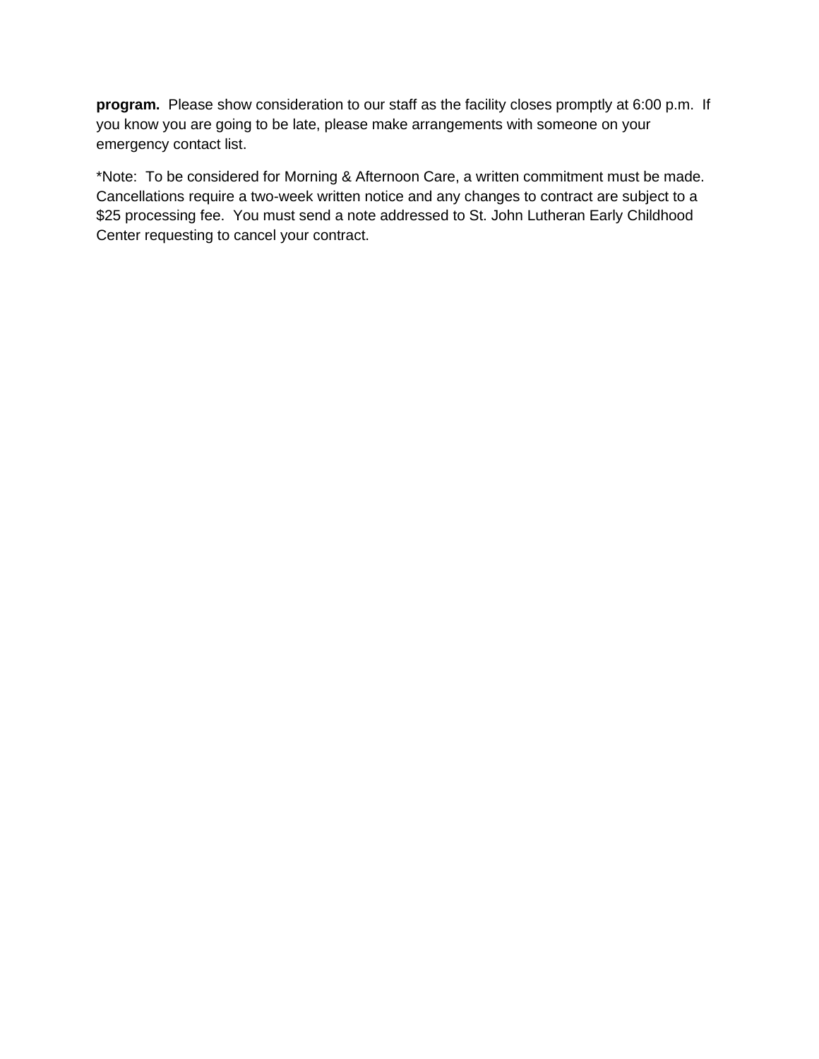**program.** Please show consideration to our staff as the facility closes promptly at 6:00 p.m. If you know you are going to be late, please make arrangements with someone on your emergency contact list.

*Note: To be considered for Morning & Afternoon Care, a written commitment must be made. Cancellations require a two-week written notice and any changes to contract are subject to a $25 processing fee. You must send a note addressed to St. John Lutheran Early Childhood Center requesting to cancel your contract.